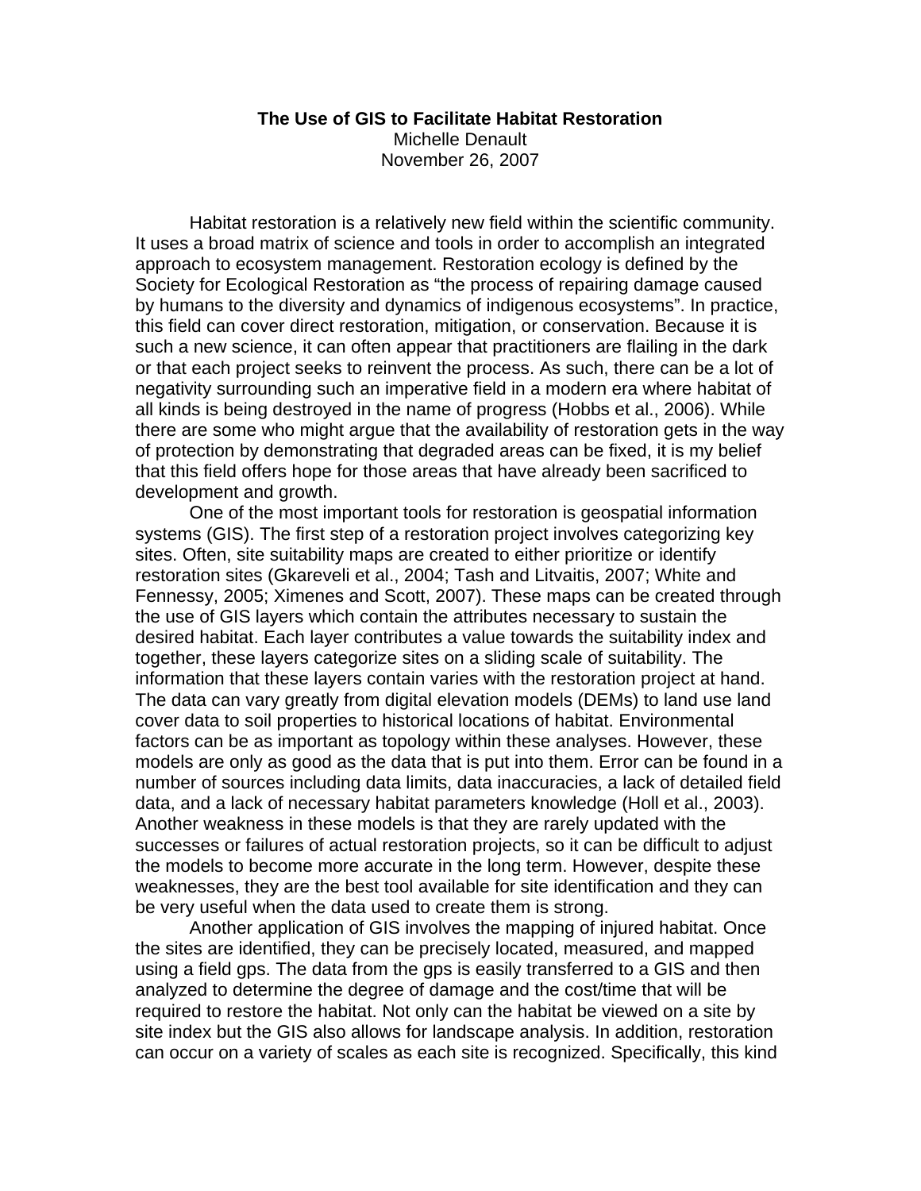**The Use of GIS to Facilitate Habitat Restoration**

Michelle Denault

November 26, 2007

Habitat restoration is a relatively new field within the scientific community. It uses a broad matrix of science and tools in order to accomplish an integrated approach to ecosystem management. Restoration ecology is defined by the Society for Ecological Restoration as “the process of repairing damage caused by humans to the diversity and dynamics of indigenous ecosystems”. In practice, this field can cover direct restoration, mitigation, or conservation. Because it is such a new science, it can often appear that practitioners are flailing in the dark or that each project seeks to reinvent the process. As such, there can be a lot of negativity surrounding such an imperative field in a modern era where habitat of all kinds is being destroyed in the name of progress (Hobbs et al., 2006). While there are some who might argue that the availability of restoration gets in the way of protection by demonstrating that degraded areas can be fixed, it is my belief that this field offers hope for those areas that have already been sacrificed to development and growth.

One of the most important tools for restoration is geospatial information systems (GIS). The first step of a restoration project involves categorizing key sites. Often, site suitability maps are created to either prioritize or identify restoration sites (Gkareveli et al., 2004; Tash and Litvaitis, 2007; White and Fennessy, 2005; Ximenes and Scott, 2007). These maps can be created through the use of GIS layers which contain the attributes necessary to sustain the desired habitat. Each layer contributes a value towards the suitability index and together, these layers categorize sites on a sliding scale of suitability. The information that these layers contain varies with the restoration project at hand. The data can vary greatly from digital elevation models (DEMs) to land use land cover data to soil properties to historical locations of habitat. Environmental factors can be as important as topology within these analyses. However, these models are only as good as the data that is put into them. Error can be found in a number of sources including data limits, data inaccuracies, a lack of detailed field data, and a lack of necessary habitat parameters knowledge (Holl et al., 2003). Another weakness in these models is that they are rarely updated with the successes or failures of actual restoration projects, so it can be difficult to adjust the models to become more accurate in the long term. However, despite these weaknesses, they are the best tool available for site identification and they can be very useful when the data used to create them is strong.

Another application of GIS involves the mapping of injured habitat. Once the sites are identified, they can be precisely located, measured, and mapped using a field gps. The data from the gps is easily transferred to a GIS and then analyzed to determine the degree of damage and the cost/time that will be required to restore the habitat. Not only can the habitat be viewed on a site by site index but the GIS also allows for landscape analysis. In addition, restoration can occur on a variety of scales as each site is recognized. Specifically, this kind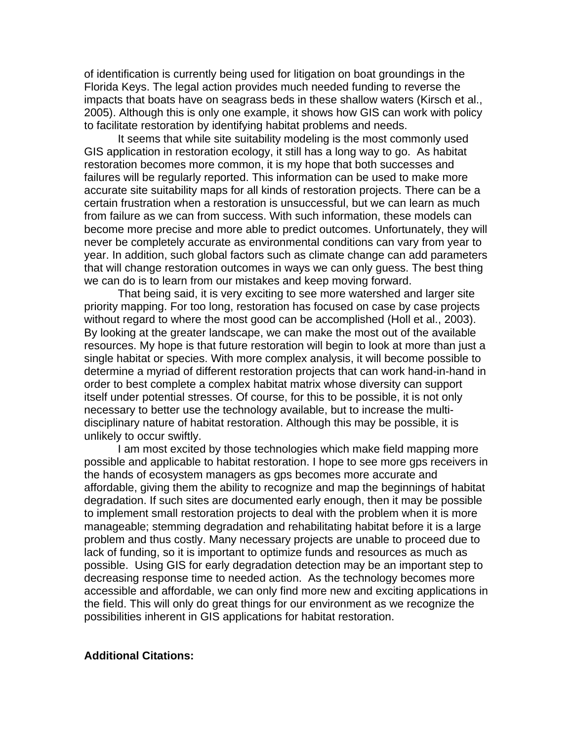of identification is currently being used for litigation on boat groundings in the Florida Keys. The legal action provides much needed funding to reverse the impacts that boats have on seagrass beds in these shallow waters (Kirsch et al., 2005). Although this is only one example, it shows how GIS can work with policy to facilitate restoration by identifying habitat problems and needs.

It seems that while site suitability modeling is the most commonly used GIS application in restoration ecology, it still has a long way to go. As habitat restoration becomes more common, it is my hope that both successes and failures will be regularly reported. This information can be used to make more accurate site suitability maps for all kinds of restoration projects. There can be a certain frustration when a restoration is unsuccessful, but we can learn as much from failure as we can from success. With such information, these models can become more precise and more able to predict outcomes. Unfortunately, they will never be completely accurate as environmental conditions can vary from year to year. In addition, such global factors such as climate change can add parameters that will change restoration outcomes in ways we can only guess. The best thing we can do is to learn from our mistakes and keep moving forward.

That being said, it is very exciting to see more watershed and larger site priority mapping. For too long, restoration has focused on case by case projects without regard to where the most good can be accomplished (Holl et al., 2003). By looking at the greater landscape, we can make the most out of the available resources. My hope is that future restoration will begin to look at more than just a single habitat or species. With more complex analysis, it will become possible to determine a myriad of different restoration projects that can work hand-in-hand in order to best complete a complex habitat matrix whose diversity can support itself under potential stresses. Of course, for this to be possible, it is not only necessary to better use the technology available, but to increase the multi-disciplinary nature of habitat restoration. Although this may be possible, it is unlikely to occur swiftly.

I am most excited by those technologies which make field mapping more possible and applicable to habitat restoration. I hope to see more gps receivers in the hands of ecosystem managers as gps becomes more accurate and affordable, giving them the ability to recognize and map the beginnings of habitat degradation. If such sites are documented early enough, then it may be possible to implement small restoration projects to deal with the problem when it is more manageable; stemming degradation and rehabilitating habitat before it is a large problem and thus costly. Many necessary projects are unable to proceed due to lack of funding, so it is important to optimize funds and resources as much as possible. Using GIS for early degradation detection may be an important step to decreasing response time to needed action. As the technology becomes more accessible and affordable, we can only find more new and exciting applications in the field. This will only do great things for our environment as we recognize the possibilities inherent in GIS applications for habitat restoration.

**Additional Citations:**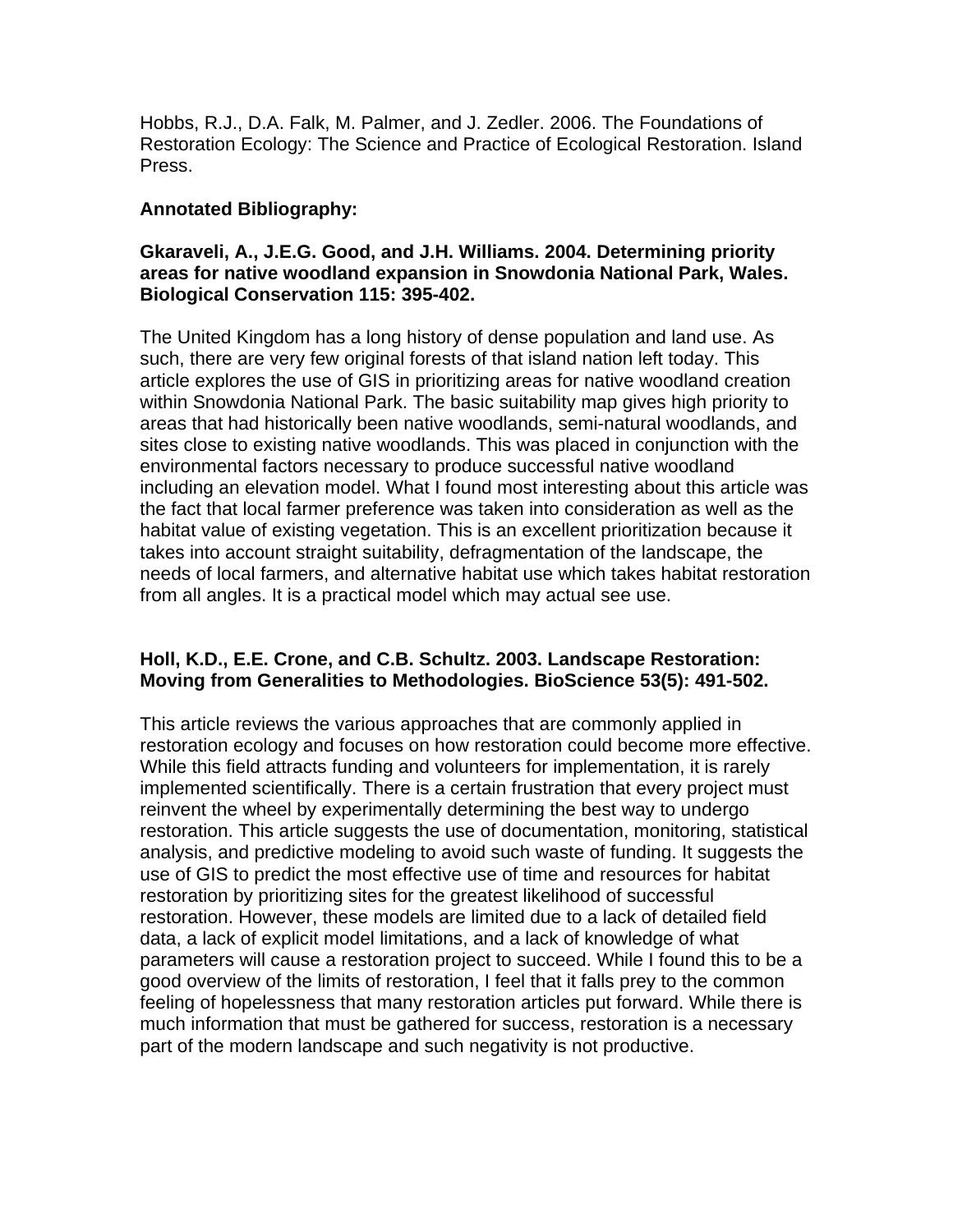Hobbs, R.J., D.A. Falk, M. Palmer, and J. Zedler. 2006. The Foundations of Restoration Ecology: The Science and Practice of Ecological Restoration. Island Press.

**Annotated Bibliography:**

**Gkaraveli, A., J.E.G. Good, and J.H. Williams. 2004. Determining priority areas for native woodland expansion in Snowdonia National Park, Wales. Biological Conservation 115: 395-402.**

The United Kingdom has a long history of dense population and land use. As such, there are very few original forests of that island nation left today. This article explores the use of GIS in prioritizing areas for native woodland creation within Snowdonia National Park. The basic suitability map gives high priority to areas that had historically been native woodlands, semi-natural woodlands, and sites close to existing native woodlands. This was placed in conjunction with the environmental factors necessary to produce successful native woodland including an elevation model. What I found most interesting about this article was the fact that local farmer preference was taken into consideration as well as the habitat value of existing vegetation. This is an excellent prioritization because it takes into account straight suitability, defragmentation of the landscape, the needs of local farmers, and alternative habitat use which takes habitat restoration from all angles. It is a practical model which may actual see use.

**Holl, K.D., E.E. Crone, and C.B. Schultz. 2003. Landscape Restoration: Moving from Generalities to Methodologies. BioScience 53(5): 491-502.**

This article reviews the various approaches that are commonly applied in restoration ecology and focuses on how restoration could become more effective. While this field attracts funding and volunteers for implementation, it is rarely implemented scientifically. There is a certain frustration that every project must reinvent the wheel by experimentally determining the best way to undergo restoration. This article suggests the use of documentation, monitoring, statistical analysis, and predictive modeling to avoid such waste of funding. It suggests the use of GIS to predict the most effective use of time and resources for habitat restoration by prioritizing sites for the greatest likelihood of successful restoration. However, these models are limited due to a lack of detailed field data, a lack of explicit model limitations, and a lack of knowledge of what parameters will cause a restoration project to succeed. While I found this to be a good overview of the limits of restoration, I feel that it falls prey to the common feeling of hopelessness that many restoration articles put forward. While there is much information that must be gathered for success, restoration is a necessary part of the modern landscape and such negativity is not productive.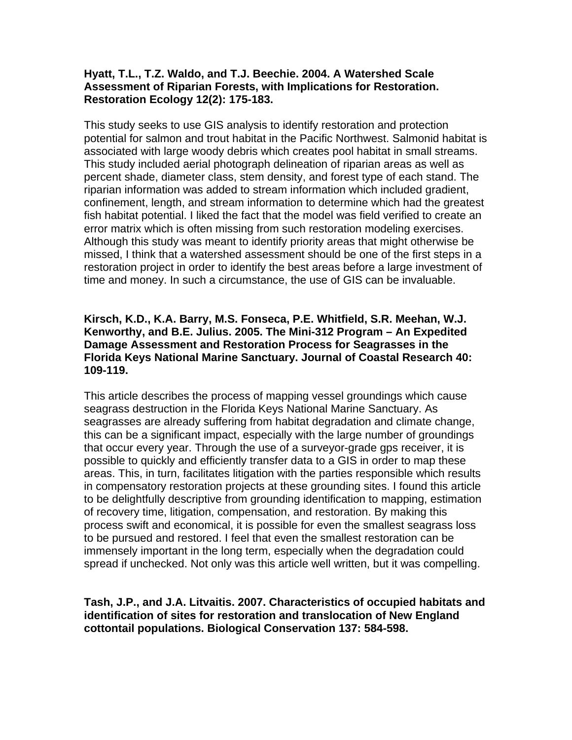**Hyatt, T.L., T.Z. Waldo, and T.J. Beechie. 2004. A Watershed Scale Assessment of Riparian Forests, with Implications for Restoration. Restoration Ecology 12(2): 175-183.**

This study seeks to use GIS analysis to identify restoration and protection potential for salmon and trout habitat in the Pacific Northwest. Salmonid habitat is associated with large woody debris which creates pool habitat in small streams. This study included aerial photograph delineation of riparian areas as well as percent shade, diameter class, stem density, and forest type of each stand. The riparian information was added to stream information which included gradient, confinement, length, and stream information to determine which had the greatest fish habitat potential. I liked the fact that the model was field verified to create an error matrix which is often missing from such restoration modeling exercises. Although this study was meant to identify priority areas that might otherwise be missed, I think that a watershed assessment should be one of the first steps in a restoration project in order to identify the best areas before a large investment of time and money. In such a circumstance, the use of GIS can be invaluable.

**Kirsch, K.D., K.A. Barry, M.S. Fonseca, P.E. Whitfield, S.R. Meehan, W.J. Kenworthy, and B.E. Julius. 2005. The Mini-312 Program – An Expedited Damage Assessment and Restoration Process for Seagrasses in the Florida Keys National Marine Sanctuary. Journal of Coastal Research 40: 109-119.**

This article describes the process of mapping vessel groundings which cause seagrass destruction in the Florida Keys National Marine Sanctuary. As seagrasses are already suffering from habitat degradation and climate change, this can be a significant impact, especially with the large number of groundings that occur every year. Through the use of a surveyor-grade gps receiver, it is possible to quickly and efficiently transfer data to a GIS in order to map these areas. This, in turn, facilitates litigation with the parties responsible which results in compensatory restoration projects at these grounding sites. I found this article to be delightfully descriptive from grounding identification to mapping, estimation of recovery time, litigation, compensation, and restoration. By making this process swift and economical, it is possible for even the smallest seagrass loss to be pursued and restored. I feel that even the smallest restoration can be immensely important in the long term, especially when the degradation could spread if unchecked. Not only was this article well written, but it was compelling.

**Tash, J.P., and J.A. Litvaitis. 2007. Characteristics of occupied habitats and identification of sites for restoration and translocation of New England cottontail populations. Biological Conservation 137: 584-598.**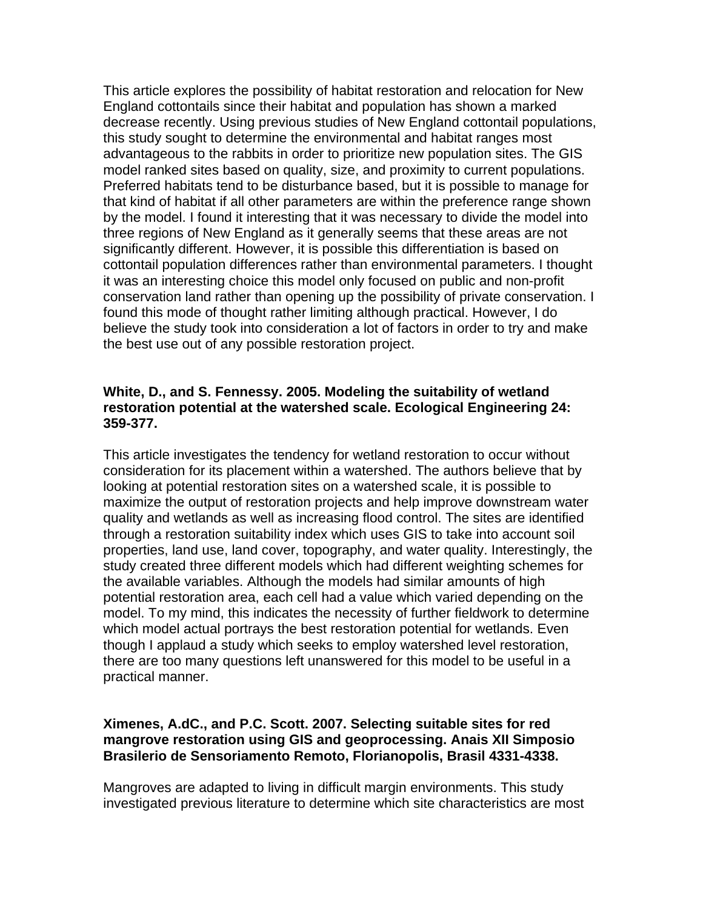This article explores the possibility of habitat restoration and relocation for New England cottontails since their habitat and population has shown a marked decrease recently. Using previous studies of New England cottontail populations, this study sought to determine the environmental and habitat ranges most advantageous to the rabbits in order to prioritize new population sites. The GIS model ranked sites based on quality, size, and proximity to current populations. Preferred habitats tend to be disturbance based, but it is possible to manage for that kind of habitat if all other parameters are within the preference range shown by the model. I found it interesting that it was necessary to divide the model into three regions of New England as it generally seems that these areas are not significantly different. However, it is possible this differentiation is based on cottontail population differences rather than environmental parameters. I thought it was an interesting choice this model only focused on public and non-profit conservation land rather than opening up the possibility of private conservation. I found this mode of thought rather limiting although practical. However, I do believe the study took into consideration a lot of factors in order to try and make the best use out of any possible restoration project.

**White, D., and S. Fennessy. 2005. Modeling the suitability of wetland restoration potential at the watershed scale. Ecological Engineering 24: 359-377.**

This article investigates the tendency for wetland restoration to occur without consideration for its placement within a watershed. The authors believe that by looking at potential restoration sites on a watershed scale, it is possible to maximize the output of restoration projects and help improve downstream water quality and wetlands as well as increasing flood control. The sites are identified through a restoration suitability index which uses GIS to take into account soil properties, land use, land cover, topography, and water quality. Interestingly, the study created three different models which had different weighting schemes for the available variables. Although the models had similar amounts of high potential restoration area, each cell had a value which varied depending on the model. To my mind, this indicates the necessity of further fieldwork to determine which model actual portrays the best restoration potential for wetlands. Even though I applaud a study which seeks to employ watershed level restoration, there are too many questions left unanswered for this model to be useful in a practical manner.

**Ximenes, A.dC., and P.C. Scott. 2007. Selecting suitable sites for red mangrove restoration using GIS and geoprocessing. Anais XII Simposio Brasilerio de Sensoriamento Remoto, Florianopolis, Brasil 4331-4338.**

Mangroves are adapted to living in difficult margin environments. This study investigated previous literature to determine which site characteristics are most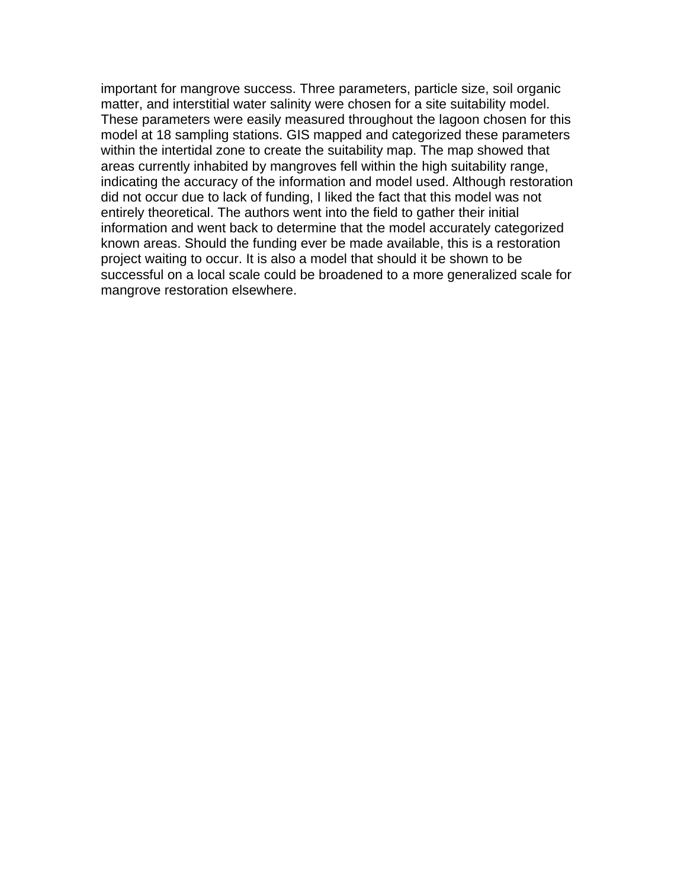important for mangrove success. Three parameters, particle size, soil organic matter, and interstitial water salinity were chosen for a site suitability model. These parameters were easily measured throughout the lagoon chosen for this model at 18 sampling stations. GIS mapped and categorized these parameters within the intertidal zone to create the suitability map. The map showed that areas currently inhabited by mangroves fell within the high suitability range, indicating the accuracy of the information and model used. Although restoration did not occur due to lack of funding, I liked the fact that this model was not entirely theoretical. The authors went into the field to gather their initial information and went back to determine that the model accurately categorized known areas. Should the funding ever be made available, this is a restoration project waiting to occur. It is also a model that should it be shown to be successful on a local scale could be broadened to a more generalized scale for mangrove restoration elsewhere.